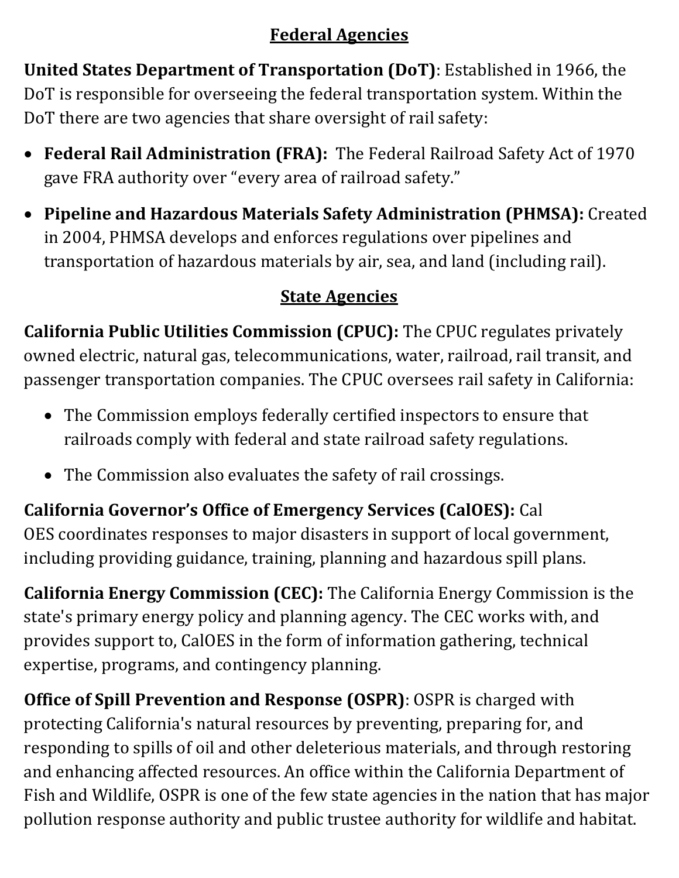## Federal Agencies

**United States Department of Transportation (DoT)**: Established in 1966, the DoT is responsible for overseeing the federal transportation system. Within the DoT there are two agencies that share oversight of rail safety:

- **Federal Rail Administration (FRA):** The Federal Railroad Safety Act of 1970 gave FRA authority over "every area of railroad safety."
- **Pipeline and Hazardous Materials Safety Administration (PHMSA):** Created in 2004, PHMSA develops and enforces regulations over pipelines and transportation of hazardous materials by air, sea, and land (including rail).

## State Agencies

**California Public Utilities Commission (CPUC):** The CPUC regulates privately owned electric, natural gas, telecommunications, water, railroad, rail transit, and passenger transportation companies. The CPUC oversees rail safety in California:

- The Commission employs federally certified inspectors to ensure that railroads comply with federal and state railroad safety regulations.
- The Commission also evaluates the safety of rail crossings.

**California Governor's Office of Emergency Services (CalOES):** Cal OES coordinates responses to major disasters in support of local government, including providing guidance, training, planning and hazardous spill plans.

**California Energy Commission (CEC):** The California Energy Commission is the state's primary energy policy and planning agency. The CEC works with, and provides support to, CalOES in the form of information gathering, technical expertise, programs, and contingency planning.

**Office of Spill Prevention and Response (OSPR)**: OSPR is charged with protecting California's natural resources by preventing, preparing for, and responding to spills of oil and other deleterious materials, and through restoring and enhancing affected resources. An office within the California Department of Fish and Wildlife, OSPR is one of the few state agencies in the nation that has major pollution response authority and public trustee authority for wildlife and habitat.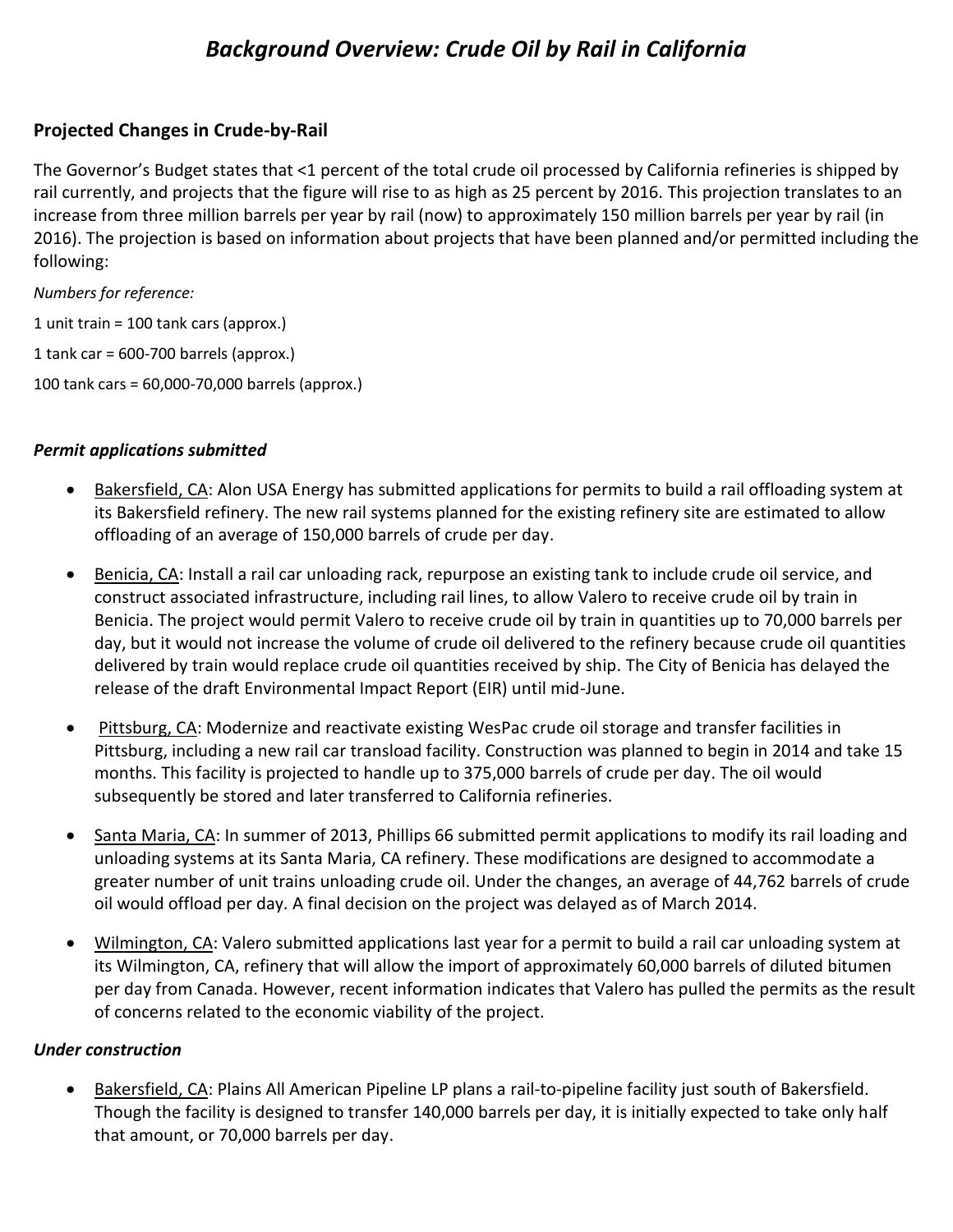# *Background Overview: Crude Oil by Rail in California*

## Projected Changes in Crude-by-Rail

The Governor's Budget states that <1 percent of the total crude oil processed by California refineries is shipped by rail currently, and projects that the figure will rise to as high as 25 percent by 2016. This projection translates to an increase from three million barrels per year by rail (now) to approximately 150 million barrels per year by rail (in 2016). The projection is based on information about projects that have been planned and/or permitted including the following:

*Numbers for reference:*

1 unit train = 100 tank cars (approx.)

1 tank car = 600-700 barrels (approx.)

100 tank cars = 60,000-70,000 barrels (approx.)

### *Permit applications submitted*

- Bakersfield, CA: Alon USA Energy has submitted applications for permits to build a rail offloading system at its Bakersfield refinery. The new rail systems planned for the existing refinery site are estimated to allow offloading of an average of 150,000 barrels of crude per day.
- Benicia, CA: Install a rail car unloading rack, repurpose an existing tank to include crude oil service, and construct associated infrastructure, including rail lines, to allow Valero to receive crude oil by train in Benicia. The project would permit Valero to receive crude oil by train in quantities up to 70,000 barrels per day, but it would not increase the volume of crude oil delivered to the refinery because crude oil quantities delivered by train would replace crude oil quantities received by ship. The City of Benicia has delayed the release of the draft Environmental Impact Report (EIR) until mid-June.
- Pittsburg, CA: Modernize and reactivate existing WesPac crude oil storage and transfer facilities in Pittsburg, including a new rail car transload facility. Construction was planned to begin in 2014 and take 15 months. This facility is projected to handle up to 375,000 barrels of crude per day. The oil would subsequently be stored and later transferred to California refineries.
- Santa Maria, CA: In summer of 2013, Phillips 66 submitted permit applications to modify its rail loading and unloading systems at its Santa Maria, CA refinery. These modifications are designed to accommodate a greater number of unit trains unloading crude oil. Under the changes, an average of 44,762 barrels of crude oil would offload per day. A final decision on the project was delayed as of March 2014.
- Wilmington, CA: Valero submitted applications last year for a permit to build a rail car unloading system at its Wilmington, CA, refinery that will allow the import of approximately 60,000 barrels of diluted bitumen per day from Canada. However, recent information indicates that Valero has pulled the permits as the result of concerns related to the economic viability of the project.

### *Under construction*

- Bakersfield, CA: Plains All American Pipeline LP plans a rail-to-pipeline facility just south of Bakersfield. Though the facility is designed to transfer 140,000 barrels per day, it is initially expected to take only half that amount, or 70,000 barrels per day.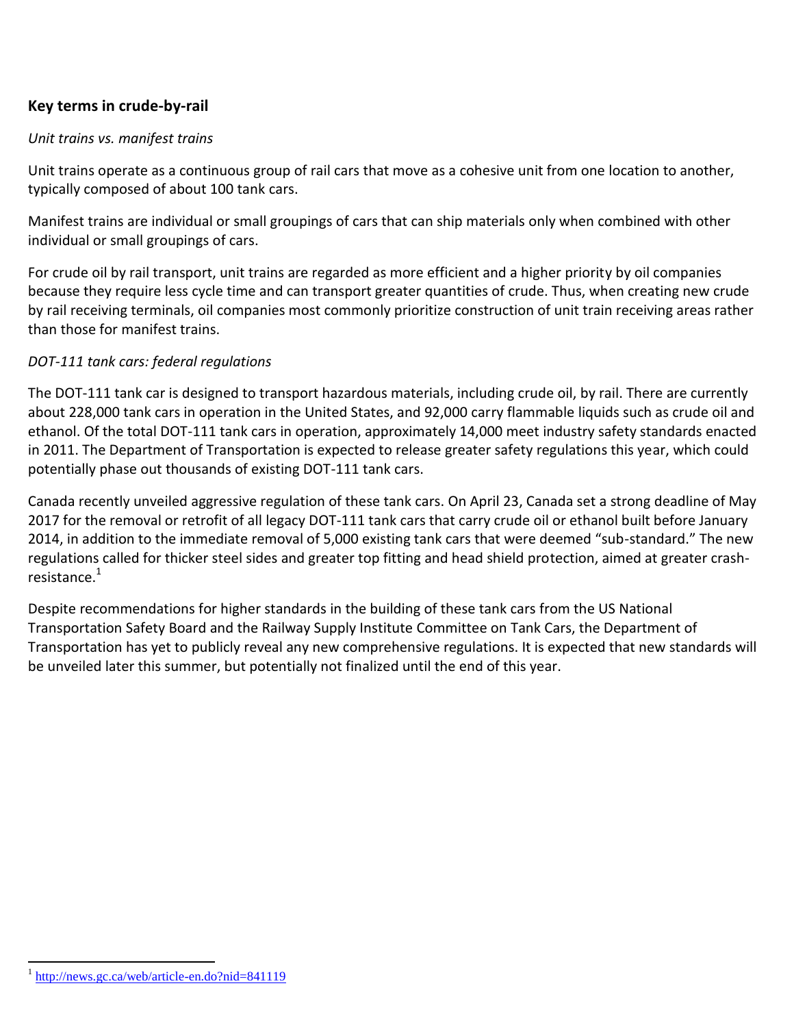## Key terms in crude-by-rail

*Unit trains vs. manifest trains*

Unit trains operate as a continuous group of rail cars that move as a cohesive unit from one location to another, typically composed of about 100 tank cars.

Manifest trains are individual or small groupings of cars that can ship materials only when combined with other individual or small groupings of cars.

For crude oil by rail transport, unit trains are regarded as more efficient and a higher priority by oil companies because they require less cycle time and can transport greater quantities of crude. Thus, when creating new crude by rail receiving terminals, oil companies most commonly prioritize construction of unit train receiving areas rather than those for manifest trains.

*DOT-111 tank cars: federal regulations*

The DOT-111 tank car is designed to transport hazardous materials, including crude oil, by rail. There are currently about 228,000 tank cars in operation in the United States, and 92,000 carry flammable liquids such as crude oil and ethanol. Of the total DOT-111 tank cars in operation, approximately 14,000 meet industry safety standards enacted in 2011. The Department of Transportation is expected to release greater safety regulations this year, which could potentially phase out thousands of existing DOT-111 tank cars.

Canada recently unveiled aggressive regulation of these tank cars. On April 23, Canada set a strong deadline of May 2017 for the removal or retrofit of all legacy DOT-111 tank cars that carry crude oil or ethanol built before January 2014, in addition to the immediate removal of 5,000 existing tank cars that were deemed "sub-standard." The new regulations called for thicker steel sides and greater top fitting and head shield protection, aimed at greater crash-resistance.[1]

Despite recommendations for higher standards in the building of these tank cars from the US National Transportation Safety Board and the Railway Supply Institute Committee on Tank Cars, the Department of Transportation has yet to publicly reveal any new comprehensive regulations. It is expected that new standards will be unveiled later this summer, but potentially not finalized until the end of this year.

---

[1] http://news.gc.ca/web/article-en.do?nid=841119